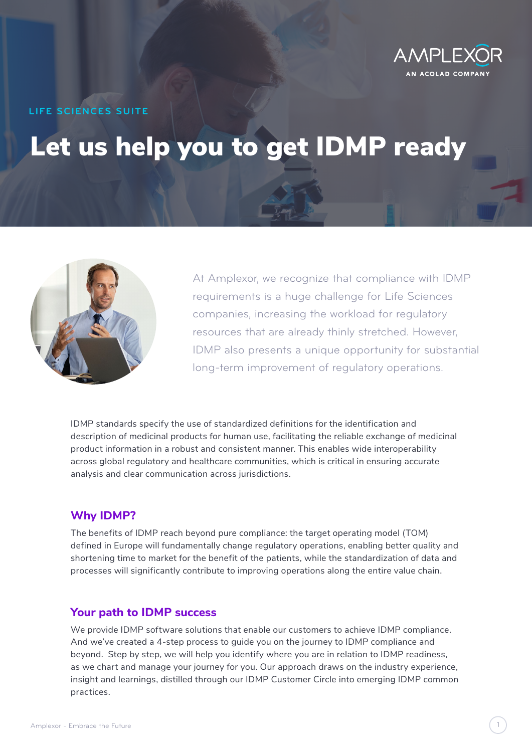AMPLEXOR
AN ACOLAD COMPANY

LIFE SCIENCES SUITE

# Let us help you to get IDMP ready

At Amplexor, we recognize that compliance with IDMP requirements is a huge challenge for Life Sciences companies, increasing the workload for regulatory resources that are already thinly stretched. However, IDMP also presents a unique opportunity for substantial long-term improvement of regulatory operations.

IDMP standards specify the use of standardized definitions for the identification and description of medicinal products for human use, facilitating the reliable exchange of medicinal product information in a robust and consistent manner. This enables wide interoperability across global regulatory and healthcare communities, which is critical in ensuring accurate analysis and clear communication across jurisdictions.

## Why IDMP?

The benefits of IDMP reach beyond pure compliance: the target operating model (TOM) defined in Europe will fundamentally change regulatory operations, enabling better quality and shortening time to market for the benefit of the patients, while the standardization of data and processes will significantly contribute to improving operations along the entire value chain.

## Your path to IDMP success

We provide IDMP software solutions that enable our customers to achieve IDMP compliance. And we've created a 4-step process to guide you on the journey to IDMP compliance and beyond. Step by step, we will help you identify where you are in relation to IDMP readiness, as we chart and manage your journey for you. Our approach draws on the industry experience, insight and learnings, distilled through our IDMP Customer Circle into emerging IDMP common practices.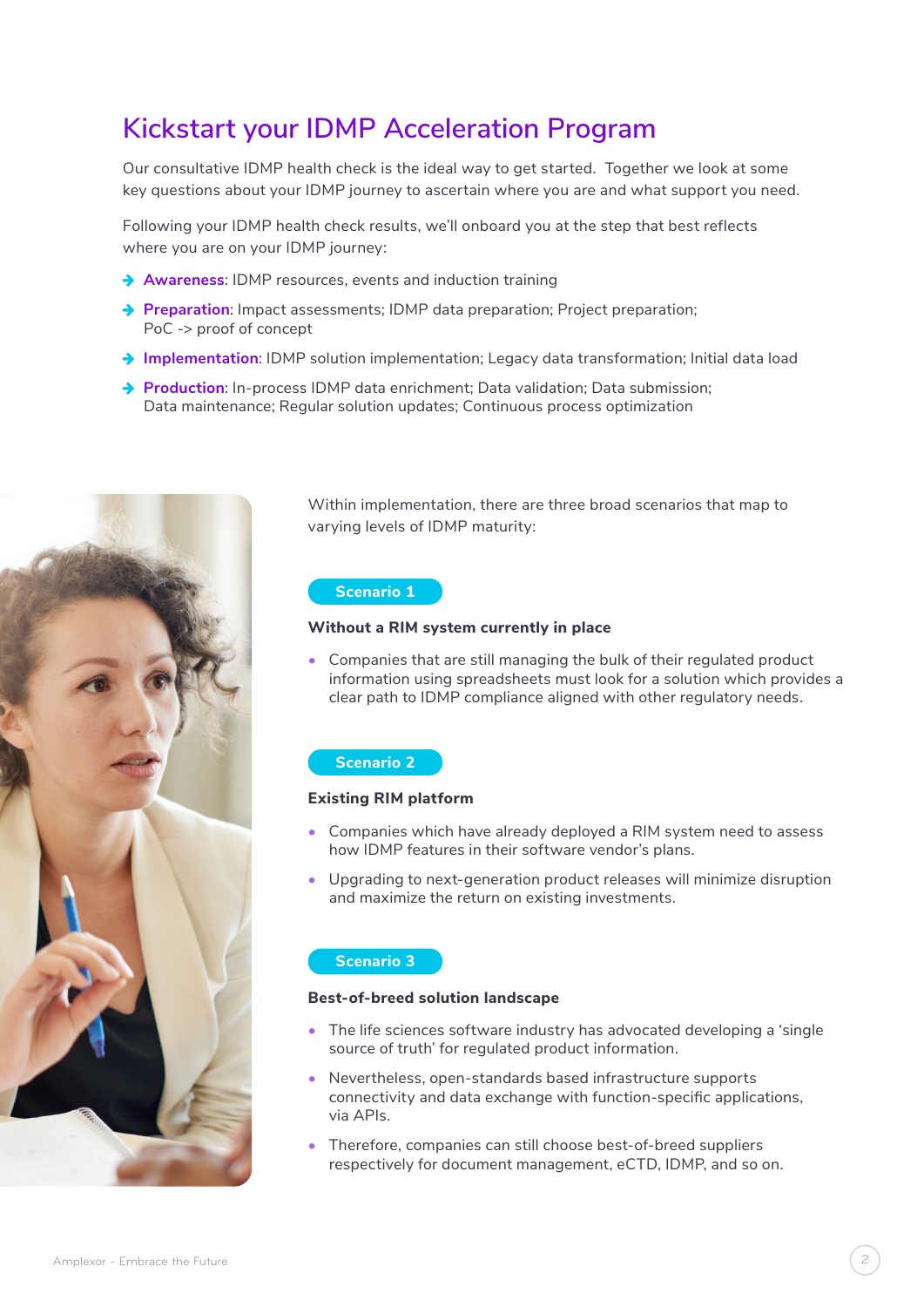# Kickstart your IDMP Acceleration Program

Our consultative IDMP health check is the ideal way to get started. Together we look at some key questions about your IDMP journey to ascertain where you are and what support you need.

Following your IDMP health check results, we'll onboard you at the step that best reflects where you are on your IDMP journey:

- **Awareness**: IDMP resources, events and induction training
- **Preparation**: Impact assessments; IDMP data preparation; Project preparation; PoC -> proof of concept
- **Implementation**: IDMP solution implementation; Legacy data transformation; Initial data load
- **Production**: In-process IDMP data enrichment; Data validation; Data submission; Data maintenance; Regular solution updates; Continuous process optimization

Within implementation, there are three broad scenarios that map to varying levels of IDMP maturity:

**Scenario 1**

### Without a RIM system currently in place

- Companies that are still managing the bulk of their regulated product information using spreadsheets must look for a solution which provides a clear path to IDMP compliance aligned with other regulatory needs.

**Scenario 2**

### Existing RIM platform

- Companies which have already deployed a RIM system need to assess how IDMP features in their software vendor's plans.
- Upgrading to next-generation product releases will minimize disruption and maximize the return on existing investments.

**Scenario 3**

### Best-of-breed solution landscape

- The life sciences software industry has advocated developing a 'single source of truth' for regulated product information.
- Nevertheless, open-standards based infrastructure supports connectivity and data exchange with function-specific applications, via APIs.
- Therefore, companies can still choose best-of-breed suppliers respectively for document management, eCTD, IDMP, and so on.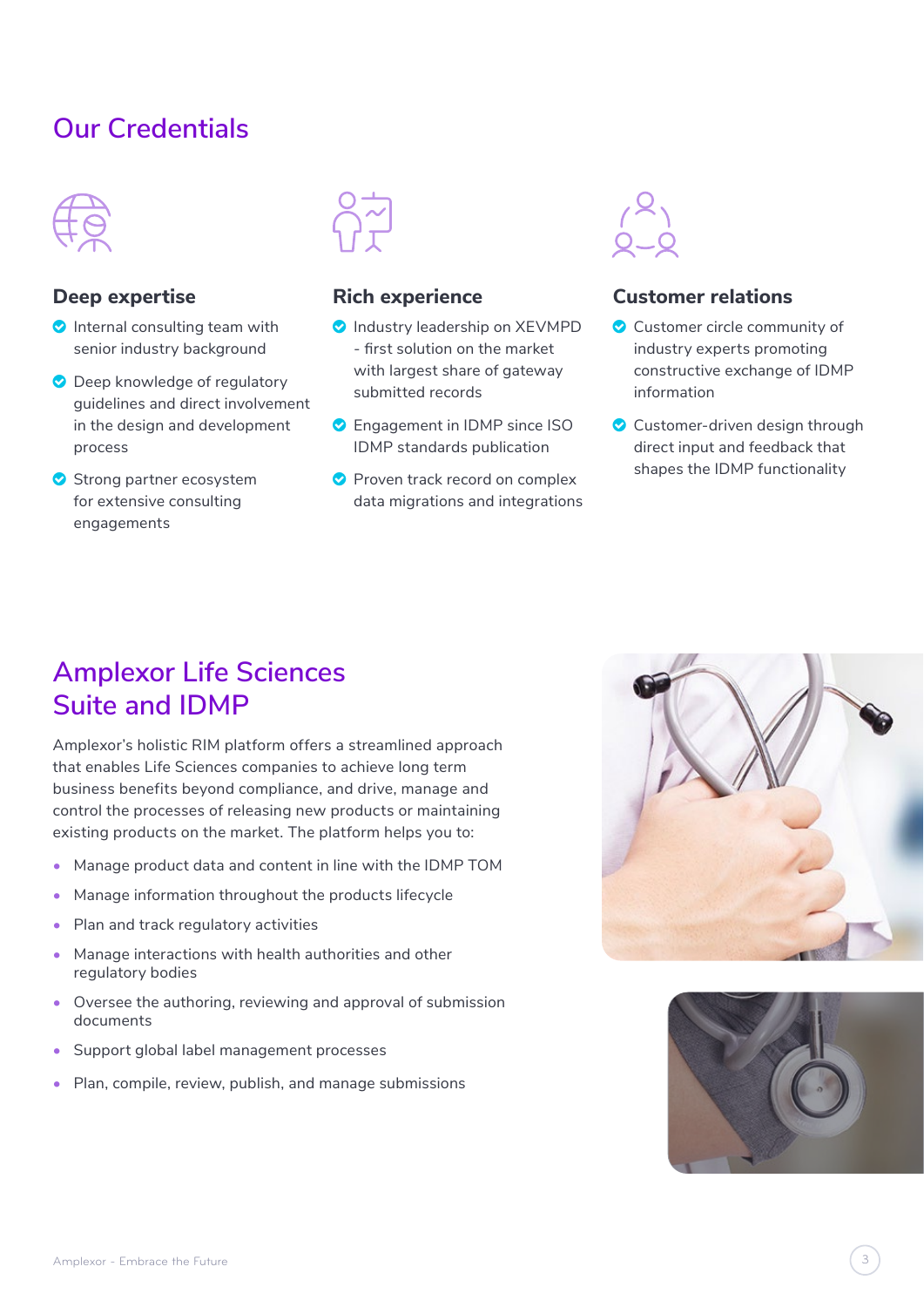# Our Credentials

### Deep expertise

- Internal consulting team with senior industry background
- Deep knowledge of regulatory guidelines and direct involvement in the design and development process
- Strong partner ecosystem for extensive consulting engagements

### Rich experience

- Industry leadership on XEVMPD - first solution on the market with largest share of gateway submitted records
- Engagement in IDMP since ISO IDMP standards publication
- Proven track record on complex data migrations and integrations

### Customer relations

- Customer circle community of industry experts promoting constructive exchange of IDMP information
- Customer-driven design through direct input and feedback that shapes the IDMP functionality

# Amplexor Life Sciences Suite and IDMP

Amplexor's holistic RIM platform offers a streamlined approach that enables Life Sciences companies to achieve long term business benefits beyond compliance, and drive, manage and control the processes of releasing new products or maintaining existing products on the market. The platform helps you to:

- Manage product data and content in line with the IDMP TOM
- Manage information throughout the products lifecycle
- Plan and track regulatory activities
- Manage interactions with health authorities and other regulatory bodies
- Oversee the authoring, reviewing and approval of submission documents
- Support global label management processes
- Plan, compile, review, publish, and manage submissions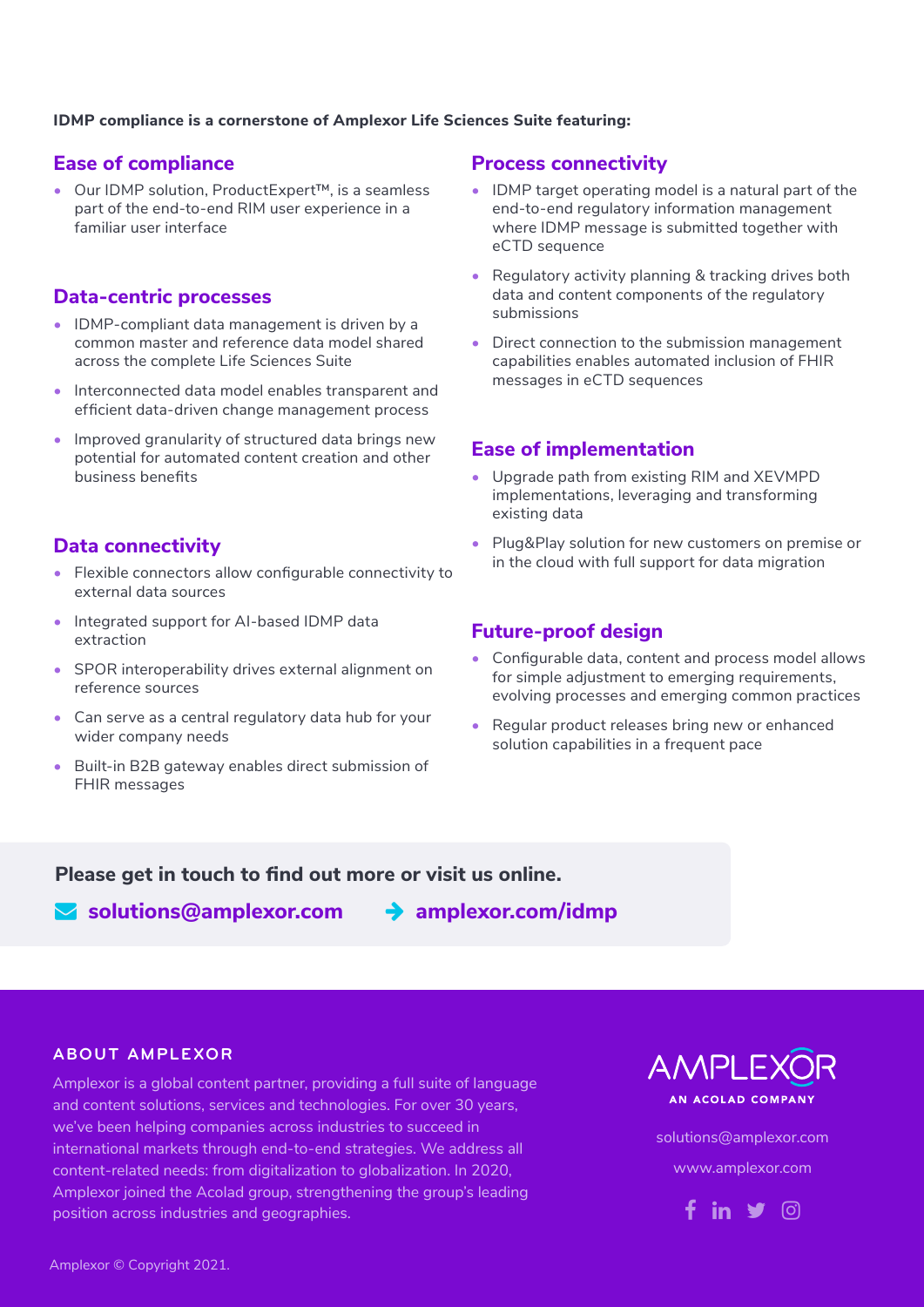**IDMP compliance is a cornerstone of Amplexor Life Sciences Suite featuring:**

## Ease of compliance

- Our IDMP solution, ProductExpert™, is a seamless part of the end-to-end RIM user experience in a familiar user interface

## Data-centric processes

- IDMP-compliant data management is driven by a common master and reference data model shared across the complete Life Sciences Suite
- Interconnected data model enables transparent and efficient data-driven change management process
- Improved granularity of structured data brings new potential for automated content creation and other business benefits

## Data connectivity

- Flexible connectors allow configurable connectivity to external data sources
- Integrated support for AI-based IDMP data extraction
- SPOR interoperability drives external alignment on reference sources
- Can serve as a central regulatory data hub for your wider company needs
- Built-in B2B gateway enables direct submission of FHIR messages

## Process connectivity

- IDMP target operating model is a natural part of the end-to-end regulatory information management where IDMP message is submitted together with eCTD sequence
- Regulatory activity planning & tracking drives both data and content components of the regulatory submissions
- Direct connection to the submission management capabilities enables automated inclusion of FHIR messages in eCTD sequences

## Ease of implementation

- Upgrade path from existing RIM and XEVMPD implementations, leveraging and transforming existing data
- Plug&Play solution for new customers on premise or in the cloud with full support for data migration

## Future-proof design

- Configurable data, content and process model allows for simple adjustment to emerging requirements, evolving processes and emerging common practices
- Regular product releases bring new or enhanced solution capabilities in a frequent pace

**Please get in touch to find out more or visit us online.**

**solutions@amplexor.com** **amplexor.com/idmp**

### ABOUT AMPLEXOR

Amplexor is a global content partner, providing a full suite of language and content solutions, services and technologies. For over 30 years, we've been helping companies across industries to succeed in international markets through end-to-end strategies. We address all content-related needs: from digitalization to globalization. In 2020, Amplexor joined the Acolad group, strengthening the group's leading position across industries and geographies.

AMPLEXOR
AN ACOLAD COMPANY

solutions@amplexor.com

www.amplexor.com

Amplexor © Copyright 2021.